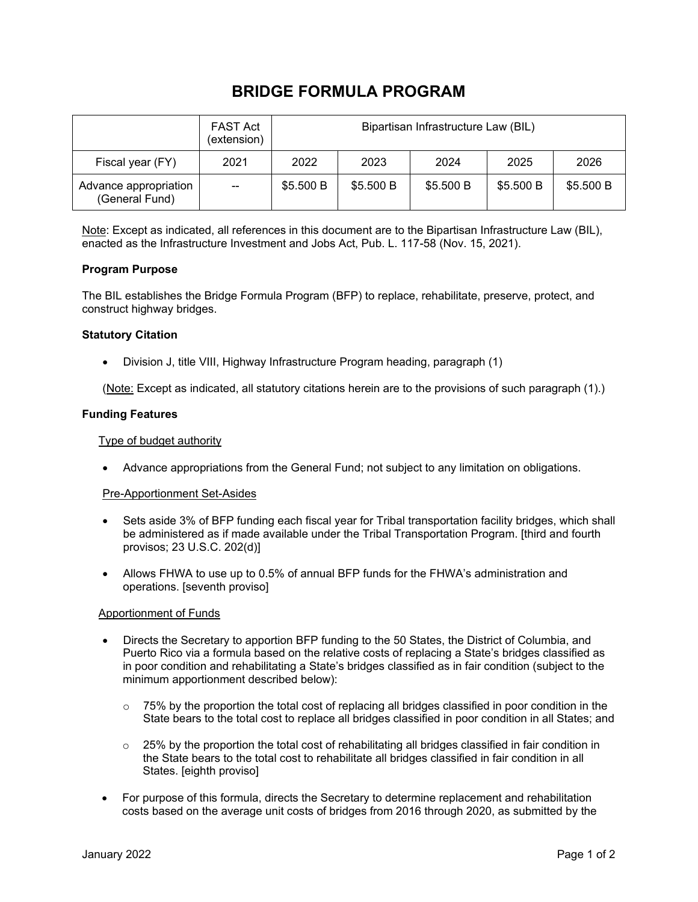# BRIDGE FORMULA PROGRAM

| | FAST Act (extension) | Bipartisan Infrastructure Law (BIL) | | | | |
|---|---|---|---|---|---|---|
| Fiscal year (FY) | 2021 | 2022 | 2023 | 2024 | 2025 | 2026 |
| Advance appropriation (General Fund) | -- | $5.500 B | $5.500 B | $5.500 B | $5.500 B | $5.500 B |

Note: Except as indicated, all references in this document are to the Bipartisan Infrastructure Law (BIL), enacted as the Infrastructure Investment and Jobs Act, Pub. L. 117-58 (Nov. 15, 2021).

### Program Purpose

The BIL establishes the Bridge Formula Program (BFP) to replace, rehabilitate, preserve, protect, and construct highway bridges.

### Statutory Citation

- Division J, title VIII, Highway Infrastructure Program heading, paragraph (1)

(Note: Except as indicated, all statutory citations herein are to the provisions of such paragraph (1).)

### Funding Features

Type of budget authority

- Advance appropriations from the General Fund; not subject to any limitation on obligations.

Pre-Apportionment Set-Asides

- Sets aside 3% of BFP funding each fiscal year for Tribal transportation facility bridges, which shall be administered as if made available under the Tribal Transportation Program. [third and fourth provisos; 23 U.S.C. 202(d)]
- Allows FHWA to use up to 0.5% of annual BFP funds for the FHWA's administration and operations. [seventh proviso]

Apportionment of Funds

- Directs the Secretary to apportion BFP funding to the 50 States, the District of Columbia, and Puerto Rico via a formula based on the relative costs of replacing a State's bridges classified as in poor condition and rehabilitating a State's bridges classified as in fair condition (subject to the minimum apportionment described below):
  - 75% by the proportion the total cost of replacing all bridges classified in poor condition in the State bears to the total cost to replace all bridges classified in poor condition in all States; and
  - 25% by the proportion the total cost of rehabilitating all bridges classified in fair condition in the State bears to the total cost to rehabilitate all bridges classified in fair condition in all States. [eighth proviso]
- For purpose of this formula, directs the Secretary to determine replacement and rehabilitation costs based on the average unit costs of bridges from 2016 through 2020, as submitted by the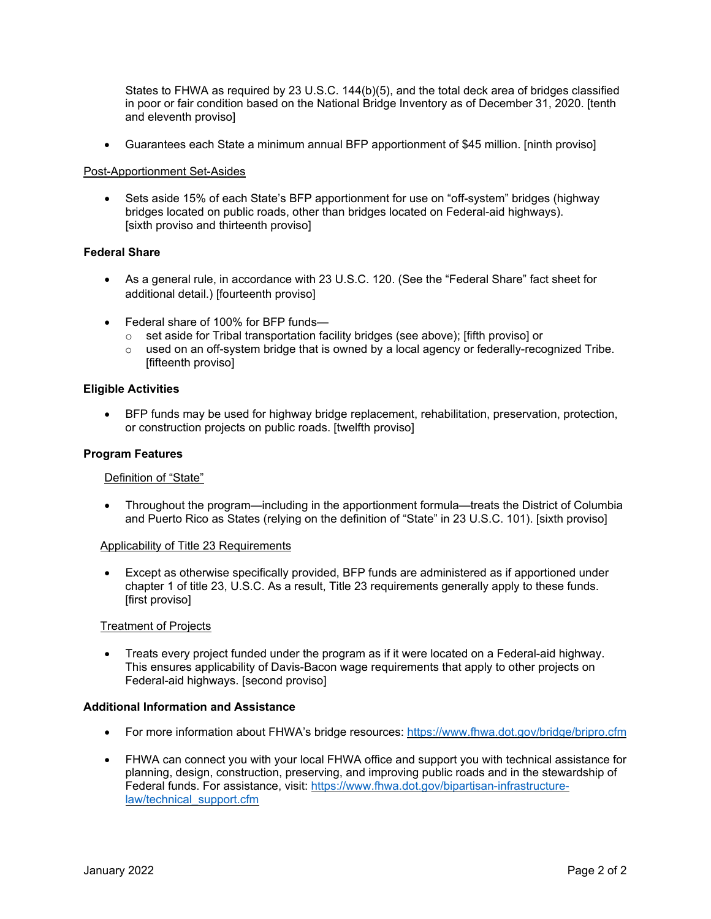States to FHWA as required by 23 U.S.C. 144(b)(5), and the total deck area of bridges classified in poor or fair condition based on the National Bridge Inventory as of December 31, 2020. [tenth and eleventh proviso]

- Guarantees each State a minimum annual BFP apportionment of $45 million. [ninth proviso]

Post-Apportionment Set-Asides

- Sets aside 15% of each State's BFP apportionment for use on "off-system" bridges (highway bridges located on public roads, other than bridges located on Federal-aid highways). [sixth proviso and thirteenth proviso]

**Federal Share**

- As a general rule, in accordance with 23 U.S.C. 120. (See the "Federal Share" fact sheet for additional detail.) [fourteenth proviso]
- Federal share of 100% for BFP funds—
  - set aside for Tribal transportation facility bridges (see above); [fifth proviso] or
  - used on an off-system bridge that is owned by a local agency or federally-recognized Tribe. [fifteenth proviso]

**Eligible Activities**

- BFP funds may be used for highway bridge replacement, rehabilitation, preservation, protection, or construction projects on public roads. [twelfth proviso]

**Program Features**

Definition of "State"

- Throughout the program—including in the apportionment formula—treats the District of Columbia and Puerto Rico as States (relying on the definition of "State" in 23 U.S.C. 101). [sixth proviso]

Applicability of Title 23 Requirements

- Except as otherwise specifically provided, BFP funds are administered as if apportioned under chapter 1 of title 23, U.S.C. As a result, Title 23 requirements generally apply to these funds. [first proviso]

Treatment of Projects

- Treats every project funded under the program as if it were located on a Federal-aid highway. This ensures applicability of Davis-Bacon wage requirements that apply to other projects on Federal-aid highways. [second proviso]

**Additional Information and Assistance**

- For more information about FHWA's bridge resources: https://www.fhwa.dot.gov/bridge/bripro.cfm
- FHWA can connect you with your local FHWA office and support you with technical assistance for planning, design, construction, preserving, and improving public roads and in the stewardship of Federal funds. For assistance, visit: https://www.fhwa.dot.gov/bipartisan-infrastructure-law/technical_support.cfm

January 2022